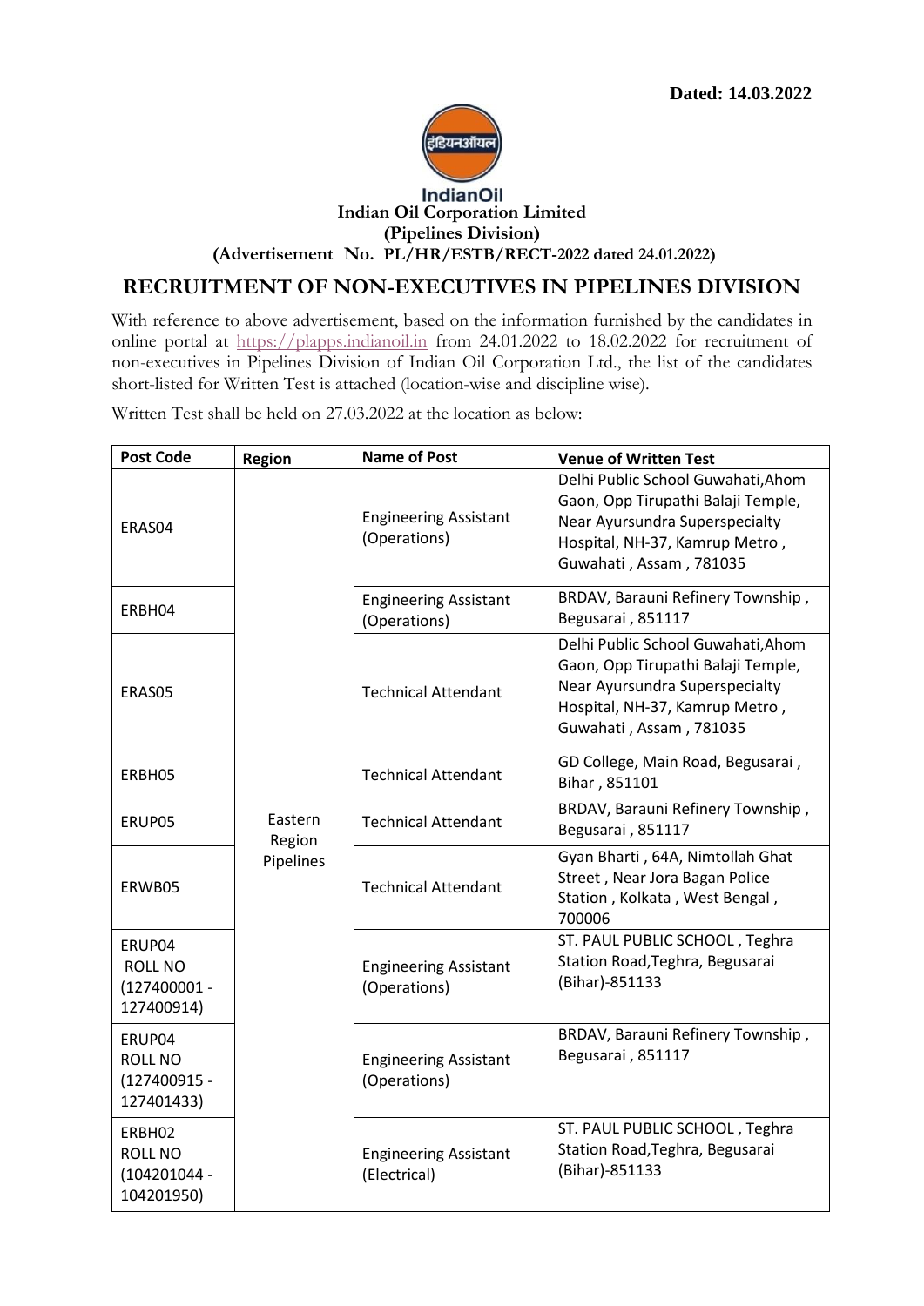**Dated: 14.03.2022**

IndianOil

**Indian Oil Corporation Limited**
**(Pipelines Division)**
**(Advertisement No. PL/HR/ESTB/RECT-2022 dated 24.01.2022)**

## RECRUITMENT OF NON-EXECUTIVES IN PIPELINES DIVISION

With reference to above advertisement, based on the information furnished by the candidates in online portal at https://plapps.indianoil.in from 24.01.2022 to 18.02.2022 for recruitment of non-executives in Pipelines Division of Indian Oil Corporation Ltd., the list of the candidates short-listed for Written Test is attached (location-wise and discipline wise).

Written Test shall be held on 27.03.2022 at the location as below:

| Post Code | Region | Name of Post | Venue of Written Test |
|---|---|---|---|
| ERAS04 | Eastern Region Pipelines | Engineering Assistant (Operations) | Delhi Public School Guwahati,Ahom Gaon, Opp Tirupathi Balaji Temple, Near Ayursundra Superspecialty Hospital, NH-37, Kamrup Metro , Guwahati , Assam , 781035 |
| ERBH04 | | Engineering Assistant (Operations) | BRDAV, Barauni Refinery Township , Begusarai , 851117 |
| ERAS05 | | Technical Attendant | Delhi Public School Guwahati,Ahom Gaon, Opp Tirupathi Balaji Temple, Near Ayursundra Superspecialty Hospital, NH-37, Kamrup Metro , Guwahati , Assam , 781035 |
| ERBH05 | | Technical Attendant | GD College, Main Road, Begusarai , Bihar , 851101 |
| ERUP05 | | Technical Attendant | BRDAV, Barauni Refinery Township , Begusarai , 851117 |
| ERWB05 | | Technical Attendant | Gyan Bharti , 64A, Nimtollah Ghat Street , Near Jora Bagan Police Station , Kolkata , West Bengal , 700006 |
| ERUP04 ROLL NO (127400001 - 127400914) | | Engineering Assistant (Operations) | ST. PAUL PUBLIC SCHOOL , Teghra Station Road,Teghra, Begusarai (Bihar)-851133 |
| ERUP04 ROLL NO (127400915 - 127401433) | | Engineering Assistant (Operations) | BRDAV, Barauni Refinery Township , Begusarai , 851117 |
| ERBH02 ROLL NO (104201044 - 104201950) | | Engineering Assistant (Electrical) | ST. PAUL PUBLIC SCHOOL , Teghra Station Road,Teghra, Begusarai (Bihar)-851133 |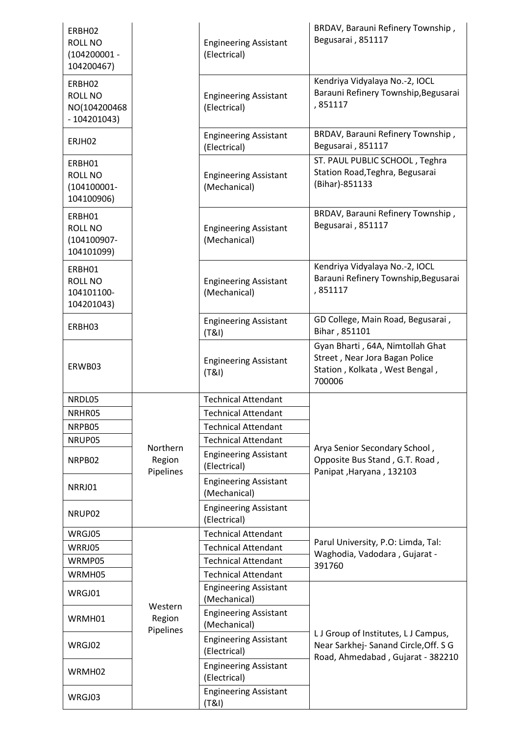| | | | |
|---|---|---|---|
| ERBH02 ROLL NO (104200001 - 104200467) | | Engineering Assistant (Electrical) | BRDAV, Barauni Refinery Township , Begusarai , 851117 |
| ERBH02 ROLL NO NO(104200468 - 104201043) | | Engineering Assistant (Electrical) | Kendriya Vidyalaya No.-2, IOCL Barauni Refinery Township,Begusarai , 851117 |
| ERJH02 | | Engineering Assistant (Electrical) | BRDAV, Barauni Refinery Township , Begusarai , 851117 |
| ERBH01 ROLL NO (104100001- 104100906) | | Engineering Assistant (Mechanical) | ST. PAUL PUBLIC SCHOOL , Teghra Station Road,Teghra, Begusarai (Bihar)-851133 |
| ERBH01 ROLL NO (104100907- 104101099) | | Engineering Assistant (Mechanical) | BRDAV, Barauni Refinery Township , Begusarai , 851117 |
| ERBH01 ROLL NO 104101100- 104201043) | | Engineering Assistant (Mechanical) | Kendriya Vidyalaya No.-2, IOCL Barauni Refinery Township,Begusarai , 851117 |
| ERBH03 | | Engineering Assistant (T&I) | GD College, Main Road, Begusarai , Bihar , 851101 |
| ERWB03 | | Engineering Assistant (T&I) | Gyan Bharti , 64A, Nimtollah Ghat Street , Near Jora Bagan Police Station , Kolkata , West Bengal , 700006 |
| NRDL05 | Northern Region Pipelines | Technical Attendant | Arya Senior Secondary School , Opposite Bus Stand , G.T. Road , Panipat ,Haryana , 132103 |
| NRHR05 | | Technical Attendant | |
| NRPB05 | | Technical Attendant | |
| NRUP05 | | Technical Attendant | |
| NRPB02 | | Engineering Assistant (Electrical) | |
| NRRJ01 | | Engineering Assistant (Mechanical) | |
| NRUP02 | | Engineering Assistant (Electrical) | |
| WRGJ05 | Western Region Pipelines | Technical Attendant | Parul University, P.O: Limda, Tal: Waghodia, Vadodara , Gujarat - 391760 |
| WRRJ05 | | Technical Attendant | |
| WRMP05 | | Technical Attendant | |
| WRMH05 | | Technical Attendant | |
| WRGJ01 | | Engineering Assistant (Mechanical) | L J Group of Institutes, L J Campus, Near Sarkhej- Sanand Circle,Off. S G Road, Ahmedabad , Gujarat - 382210 |
| WRMH01 | | Engineering Assistant (Mechanical) | |
| WRGJ02 | | Engineering Assistant (Electrical) | |
| WRMH02 | | Engineering Assistant (Electrical) | |
| WRGJ03 | | Engineering Assistant (T&I) | |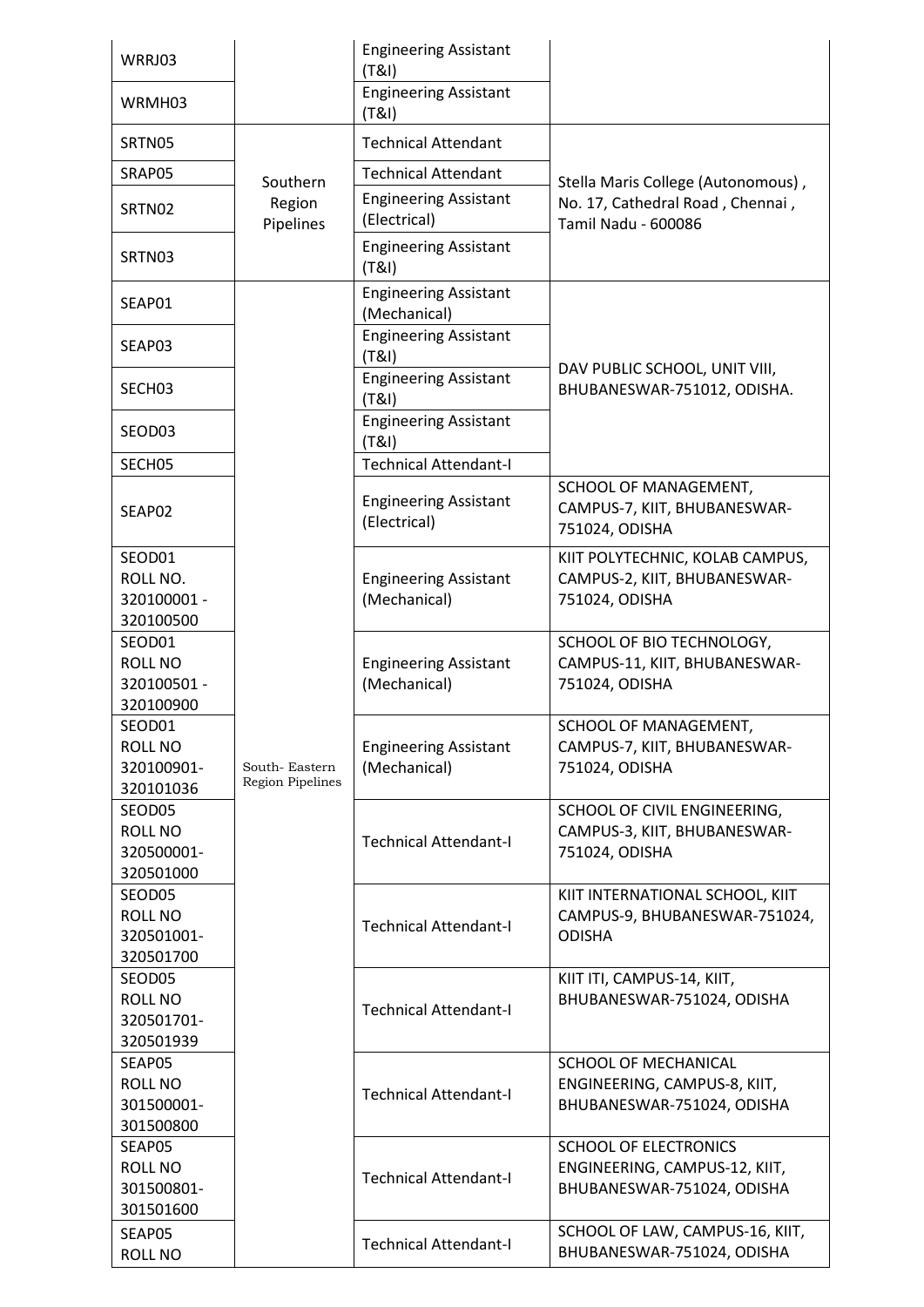| | | | |
|---|---|---|---|
| WRRJ03 | | Engineering Assistant (T&I) | |
| WRMH03 | | Engineering Assistant (T&I) | |
| SRTN05 | Southern Region Pipelines | Technical Attendant | Stella Maris College (Autonomous) , No. 17, Cathedral Road , Chennai , Tamil Nadu - 600086 |
| SRAP05 | | Technical Attendant | |
| SRTN02 | | Engineering Assistant (Electrical) | |
| SRTN03 | | Engineering Assistant (T&I) | |
| SEAP01 | South- Eastern Region Pipelines | Engineering Assistant (Mechanical) | DAV PUBLIC SCHOOL, UNIT VIII, BHUBANESWAR-751012, ODISHA. |
| SEAP03 | | Engineering Assistant (T&I) | |
| SECH03 | | Engineering Assistant (T&I) | |
| SEOD03 | | Engineering Assistant (T&I) | |
| SECH05 | | Technical Attendant-I | |
| SEAP02 | | Engineering Assistant (Electrical) | SCHOOL OF MANAGEMENT, CAMPUS-7, KIIT, BHUBANESWAR-751024, ODISHA |
| SEOD01 ROLL NO. 320100001 - 320100500 | | Engineering Assistant (Mechanical) | KIIT POLYTECHNIC, KOLAB CAMPUS, CAMPUS-2, KIIT, BHUBANESWAR-751024, ODISHA |
| SEOD01 ROLL NO 320100501 - 320100900 | | Engineering Assistant (Mechanical) | SCHOOL OF BIO TECHNOLOGY, CAMPUS-11, KIIT, BHUBANESWAR-751024, ODISHA |
| SEOD01 ROLL NO 320100901-320101036 | | Engineering Assistant (Mechanical) | SCHOOL OF MANAGEMENT, CAMPUS-7, KIIT, BHUBANESWAR-751024, ODISHA |
| SEOD05 ROLL NO 320500001-320501000 | | Technical Attendant-I | SCHOOL OF CIVIL ENGINEERING, CAMPUS-3, KIIT, BHUBANESWAR-751024, ODISHA |
| SEOD05 ROLL NO 320501001-320501700 | | Technical Attendant-I | KIIT INTERNATIONAL SCHOOL, KIIT CAMPUS-9, BHUBANESWAR-751024, ODISHA |
| SEOD05 ROLL NO 320501701-320501939 | | Technical Attendant-I | KIIT ITI, CAMPUS-14, KIIT, BHUBANESWAR-751024, ODISHA |
| SEAP05 ROLL NO 301500001-301500800 | | Technical Attendant-I | SCHOOL OF MECHANICAL ENGINEERING, CAMPUS-8, KIIT, BHUBANESWAR-751024, ODISHA |
| SEAP05 ROLL NO 301500801-301501600 | | Technical Attendant-I | SCHOOL OF ELECTRONICS ENGINEERING, CAMPUS-12, KIIT, BHUBANESWAR-751024, ODISHA |
| SEAP05 ROLL NO | | Technical Attendant-I | SCHOOL OF LAW, CAMPUS-16, KIIT, BHUBANESWAR-751024, ODISHA |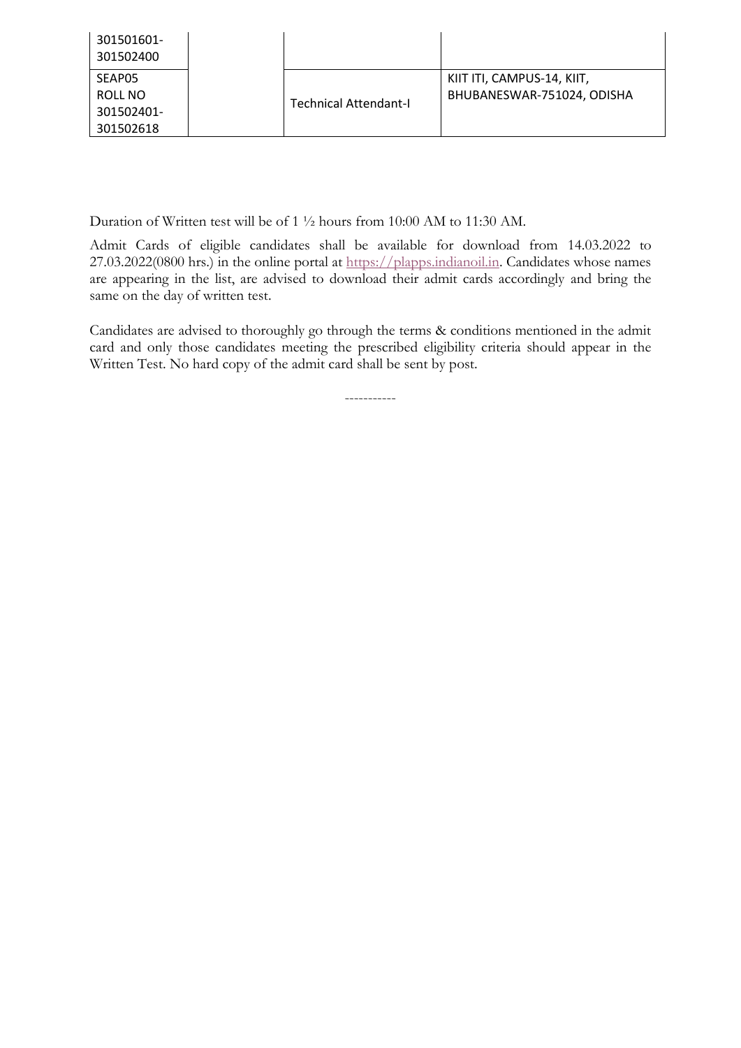| | | | |
|---|---|---|---|
| 301501601-301502400 | | | |
| SEAP05 ROLL NO 301502401-301502618 | | Technical Attendant-I | KIIT ITI, CAMPUS-14, KIIT, BHUBANESWAR-751024, ODISHA |

Duration of Written test will be of 1 ½ hours from 10:00 AM to 11:30 AM.

Admit Cards of eligible candidates shall be available for download from 14.03.2022 to 27.03.2022(0800 hrs.) in the online portal at https://plapps.indianoil.in. Candidates whose names are appearing in the list, are advised to download their admit cards accordingly and bring the same on the day of written test.

Candidates are advised to thoroughly go through the terms & conditions mentioned in the admit card and only those candidates meeting the prescribed eligibility criteria should appear in the Written Test. No hard copy of the admit card shall be sent by post.

-----------